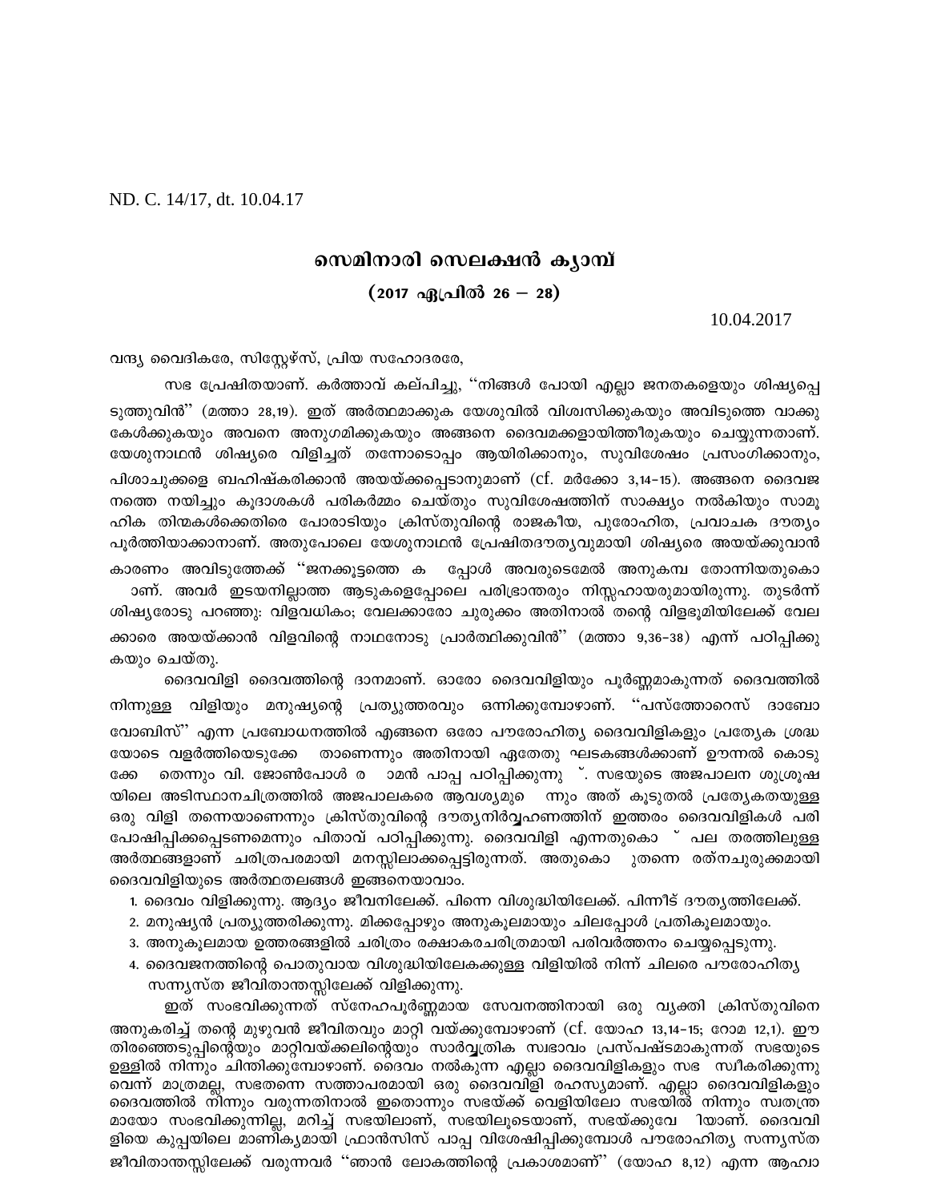ND. C. 14/17, dt. 10.04.17

# സെമിനാരി സെലക്ഷൻ ക്യാമ്പ്

## (2017 ഏപ്രിൽ 26 – 28)

10.04.2017

വന്ദ്യ വൈദികരേ, സിസ്റ്റേഴ്സ്, പ്രിയ സഹോദരരേ,

സഭ പ്രേഷിതയാണ്. കർത്താവ് കല്പിച്ചു, ''നിങ്ങൾ പോയി എല്ലാ ജനതകളെയും ശിഷ്യപ്പെടുത്തുവിൻ'' (മത്താ 28,19). ഇത് അർത്ഥമാക്കുക യേശുവിൽ വിശ്വസിക്കുകയും അവിടുത്തെ വാക്കു കേൾക്കുകയും അവനെ അനുഗമിക്കുകയും അങ്ങനെ ദൈവമക്കളായിത്തീരുകയും ചെയ്യുന്നതാണ്. യേശുനാഥൻ ശിഷ്യരെ വിളിച്ചത് തന്നോടൊപ്പം ആയിരിക്കാനും, സുവിശേഷം പ്രസംഗിക്കാനും, പിശാചുക്കളെ ബഹിഷ്കരിക്കാൻ അയയ്ക്കപ്പെടാനുമാണ് (cf. മർക്കോ 3,14-15). അങ്ങനെ ദൈവജനത്തെ നയിച്ചും കൂദാശകൾ പരികർമ്മം ചെയ്തും സുവിശേഷത്തിന് സാക്ഷ്യം നൽകിയും സാമൂഹിക തിന്മകൾക്കെതിരെ പോരാടിയും ക്രിസ്തുവിന്റെ രാജകീയ, പുരോഹിത, പ്രവാചക ദൗത്യം പൂർത്തിയാക്കാനാണ്. അതുപോലെ യേശുനാഥൻ പ്രേഷിതദൗത്യവുമായി ശിഷ്യരെ അയയ്ക്കുവാൻ കാരണം അവിടുത്തേക്ക് ''ജനക്കൂട്ടത്തെ ക പ്പോൾ അവരുടെമേൽ അനുകമ്പ തോന്നിയതുകൊ ാണ്. അവർ ഇടയനില്ലാത്ത ആടുകളെപ്പോലെ പരിഭ്രാന്തരും നിസ്സഹായരുമായിരുന്നു. തുടർന്ന് ശിഷ്യരോടു പറഞ്ഞു: വിളവധികം; വേലക്കാരോ ചുരുക്കം അതിനാൽ തന്റെ വിളഭൂമിയിലേക്ക് വേലക്കാരെ അയയ്ക്കാൻ വിളവിന്റെ നാഥനോടു പ്രാർത്ഥിക്കുവിൻ'' (മത്താ 9,36-38) എന്ന് പഠിപ്പിക്കുകയും ചെയ്തു.

ദൈവവിളി ദൈവത്തിന്റെ ദാനമാണ്. ഓരോ ദൈവവിളിയും പൂർണ്ണമാകുന്നത് ദൈവത്തിൽ നിന്നുള്ള വിളിയും മനുഷ്യന്റെ പ്രത്യുത്തരവും ഒന്നിക്കുമ്പോഴാണ്. ''പസ്ത്തോറെസ് ദാബോ വോബിസ്'' എന്ന പ്രബോധനത്തിൽ എങ്ങനെ ഒരോ പൗരോഹിത്യ ദൈവവിളികളും പ്രത്യേക ശ്രദ്ധയോടെ വളർത്തിയെടുക്കേ താണെന്നും അതിനായി ഏതേതു ഘടകങ്ങൾക്കാണ് ഊന്നൽ കൊടുക്കേ തെന്നും വി. ജോൺപോൾ ര ാമൻ പാപ്പ പഠിപ്പിക്കുന്നു ്. സഭയുടെ അജപാലന ശുശ്രൂഷയിലെ അടിസ്ഥാനചിത്രത്തിൽ അജപാലകരെ ആവശ്യമുe ന്നും അത് കൂടുതൽ പ്രത്യേകതയുള്ള ഒരു വിളി തന്നെയാണെന്നും ക്രിസ്തുവിന്റെ ദൗത്യനിർവ്വഹണത്തിന് ഇത്തരം ദൈവവിളികൾ പരിപോഷിപ്പിക്കപ്പെടണമെന്നും പിതാവ് പഠിപ്പിക്കുന്നു. ദൈവവിളി എന്നതുകൊ ് പല തരത്തിലുള്ള അർത്ഥങ്ങളാണ് ചരിത്രപരമായി മനസ്സിലാക്കപ്പെട്ടിരുന്നത്. അതുകൊ ുതന്നെ രത്നചുരുക്കമായി ദൈവവിളിയുടെ അർത്ഥതലങ്ങൾ ഇങ്ങനെയാവാം.

1. ദൈവം വിളിക്കുന്നു. ആദ്യം ജീവനിലേക്ക്. പിന്നെ വിശുദ്ധിയിലേക്ക്. പിന്നീട് ദൗത്യത്തിലേക്ക്.
2. മനുഷ്യൻ പ്രത്യുത്തരിക്കുന്നു. മിക്കപ്പോഴും അനുകൂലമായും ചിലപ്പോൾ പ്രതികൂലമായും.
3. അനുകൂലമായ ഉത്തരങ്ങളിൽ ചരിത്രം രക്ഷാകരചരിത്രമായി പരിവർത്തനം ചെയ്യപ്പെടുന്നു.
4. ദൈവജനത്തിന്റെ പൊതുവായ വിശുദ്ധിയിലേകക്കുള്ള വിളിയിൽ നിന്ന് ചിലരെ പൗരോഹിത്യ സന്ന്യസ്ത ജീവിതാന്തസ്സിലേക്ക് വിളിക്കുന്നു.

ഇത് സംഭവിക്കുന്നത് സ്നേഹപൂർണ്ണമായ സേവനത്തിനായി ഒരു വ്യക്തി ക്രിസ്തുവിനെ അനുകരിച്ച് തന്റെ മുഴുവൻ ജീവിതവും മാറ്റി വയ്ക്കുമ്പോഴാണ് (cf. യോഹ 13,14-15; റോമ 12,1). ഈ തിരഞ്ഞെടുപ്പിന്റെയും മാറ്റിവയ്ക്കലിന്റെയും സാർവ്വത്രിക സ്വഭാവം പ്രസ്പഷ്ടമാകുന്നത് സഭയുടെ ഉള്ളിൽ നിന്നും ചിന്തിക്കുമ്പോഴാണ്. ദൈവം നൽകുന്ന എല്ലാ ദൈവവിളികളും സഭ സ്വീകരിക്കുന്നുവെന്ന് മാത്രമല്ല, സഭതന്നെ സത്താപരമായി ഒരു ദൈവവിളി രഹസ്യമാണ്. എല്ലാ ദൈവവിളികളും ദൈവത്തിൽ നിന്നും വരുന്നതിനാൽ ഇതൊന്നും സഭയ്ക്ക് വെളിയിലോ സഭയിൽ നിന്നും സ്വതന്ത്രമായോ സംഭവിക്കുന്നില്ല, മറിച്ച് സഭയിലാണ്, സഭയിലൂടെയാണ്, സഭയ്ക്കുവേ ിയാണ്. ദൈവവിളിയെ കുപ്പയിലെ മാണിക്യമായി ഫ്രാൻസിസ് പാപ്പ വിശേഷിപ്പിക്കുമ്പോൾ പൗരോഹിത്യ സന്ന്യസ്ത ജീവിതാന്തസ്സിലേക്ക് വരുന്നവർ ''ഞാൻ ലോകത്തിന്റെ പ്രകാശമാണ്'' (യോഹ 8,12) എന്ന ആഹ്വാ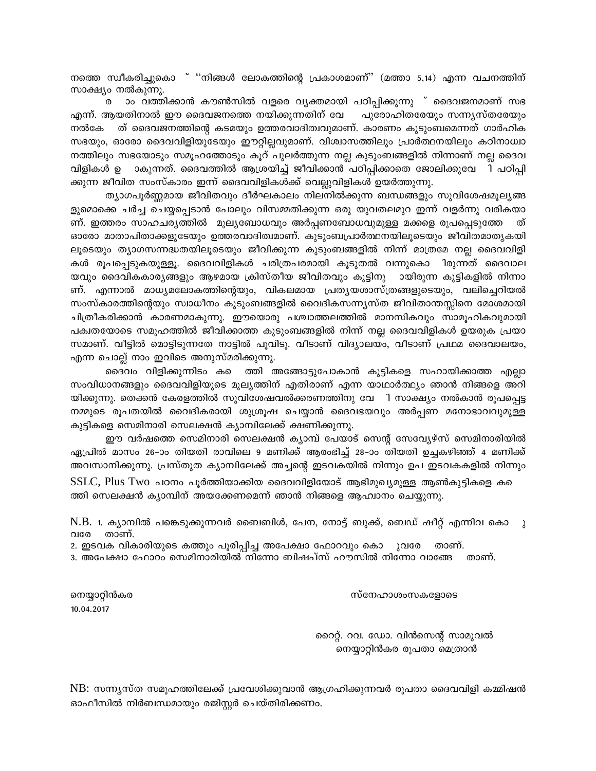നത്തെ സ്വീകരിച്ചുകൊ ് "നിങ്ങൾ ലോകത്തിന്റെ പ്രകാശമാണ്" (മത്താ 5,14) എന്ന വചനത്തിന് സാക്ഷ്യം നൽകുന്നു.

ര ാം വത്തിക്കാൻ കൗൺസിൽ വളരെ വ്യക്തമായി പഠിപ്പിക്കുന്നു ് ദൈവജനമാണ് സഭ എന്ന്. ആയതിനാൽ ഈ ദൈവജനത്തെ നയിക്കുന്നതിന് വേ പുരോഹിതരേയും സന്ന്യസ്തരേയും നൽകേ ത് ദൈവജനത്തിന്റെ കടമയും ഉത്തരവാദിത്വവുമാണ്. കാരണം കുടുംബമെന്നത് ഗാർഹിക സഭയും, ഓരോ ദൈവവിളിയുടേയും ഈറ്റില്ലവുമാണ്. വിശ്വാസത്തിലും പ്രാർത്ഥനയിലും കഠിനാധ്വാനത്തിലും സഭയോടും സമൂഹത്തോടും കൂറ് പുലർത്തുന്ന നല്ല കുടുംബങ്ങളിൽ നിന്നാണ് നല്ല ദൈവവിളികൾ ഉ ാകുന്നത്. ദൈവത്തിൽ ആശ്രയിച്ച് ജീവിക്കാൻ പഠിപ്പിക്കാതെ ജോലിക്കുവേ ി പഠിപ്പിക്കുന്ന ജീവിത സംസ്കാരം ഇന്ന് ദൈവവിളികൾക്ക് വെല്ലുവിളികൾ ഉയർത്തുന്നു.

ത്യാഗപൂർണ്ണമായ ജീവിതവും ദീർഘകാലം നിലനിൽക്കുന്ന ബന്ധങ്ങളും സുവിശേഷമൂല്യങ്ങളുമൊക്കെ ചർച്ച ചെയ്യപ്പെടാൻ പോലും വിസമ്മതിക്കുന്ന ഒരു യുവതലമുറ ഇന്ന് വളർന്നു വരികയാണ്. ഇത്തരം സാഹചര്യത്തിൽ മൂല്യബോധവും അർപ്പണബോധവുമുള്ള മക്കളെ രൂപപ്പെടുത്തേ ത് ഓരോ മാതാപിതാക്കളുടേയും ഉത്തരവാദിത്വമാണ്. കുടുംബപ്രാർത്ഥനയിലൂടെയും ജീവിതമാതൃകയിലൂടെയും ത്യാഗസന്നദ്ധതയിലൂടെയും ജീവിക്കുന്ന കുടുംബങ്ങളിൽ നിന്ന് മാത്രമേ നല്ല ദൈവവിളികൾ രൂപപ്പെടുകയുള്ളൂ. ദൈവവിളികൾ ചരിത്രപരമായി കൂടുതൽ വന്നുകൊ ിരുന്നത് ദൈവാലയവും ദൈവികകാര്യങ്ങളും ആഴമായ ക്രിസ്തീയ ജീവിതവും കൂട്ടിനു ായിരുന്ന കുട്ടികളിൽ നിന്നാണ്. എന്നാൽ മാധ്യമലോകത്തിന്റെയും, വികലമായ പ്രത്യയശാസ്ത്രങ്ങളുടെയും, വലിച്ചെറിയൽ സംസ്കാരത്തിന്റെയും സ്വാധീനം കുടുംബങ്ങളിൽ വൈദികസന്ന്യസ്ത ജീവിതാന്തസ്സിനെ മോശമായി ചിത്രീകരിക്കാൻ കാരണമാകുന്നു. ഈയൊരു പശ്ചാത്തലത്തിൽ മാനസികവും സാമൂഹികവുമായി പക്വതയോടെ സമൂഹത്തിൽ ജീവിക്കാത്ത കുടുംബങ്ങളിൽ നിന്ന് നല്ല ദൈവവിളികൾ ഉയരുക പ്രയാസമാണ്. വീട്ടിൽ മൊട്ടിടുന്നതേ നാട്ടിൽ പൂവിടൂ. വീടാണ് വിദ്യാലയം, വീടാണ് പ്രഥമ ദൈവാലയം, എന്ന ചൊല്ല് നാം ഇവിടെ അനുസ്മരിക്കുന്നു.

ദൈവം വിളിക്കുന്നിടം ക െത്തി അങ്ങോട്ടുപോകാൻ കുട്ടികളെ സഹായിക്കാത്ത എല്ലാ സംവിധാനങ്ങളും ദൈവവിളിയുടെ മൂല്യത്തിന് എതിരാണ് എന്ന യാഥാർത്ഥ്യം ഞാൻ നിങ്ങളെ അറിയിക്കുന്നു. തെക്കൻ കേരളത്തിൽ സുവിശേഷവൽക്കരണത്തിനു വേ ി സാക്ഷ്യം നൽകാൻ രൂപപ്പെട്ട നമ്മുടെ രൂപതയിൽ വൈദികരായി ശുശ്രൂഷ ചെയ്യാൻ ദൈവഭയവും അർപ്പണ മനോഭാവവുമുള്ള കുട്ടികളെ സെമിനാരി സെലക്ഷൻ ക്യാമ്പിലേക്ക് ക്ഷണിക്കുന്നു.

ഈ വർഷത്തെ സെമിനാരി സെലക്ഷൻ ക്യാമ്പ് പേയാട് സെന്റ് സേവ്യേഴ്സ് സെമിനാരിയിൽ ഏപ്രിൽ മാസം 26-ാം തിയതി രാവിലെ 9 മണിക്ക് ആരംഭിച്ച് 28-ാം തിയതി ഉച്ചകഴിഞ്ഞ് 4 മണിക്ക് അവസാനിക്കുന്നു. പ്രസ്തുത ക്യാമ്പിലേക്ക് അച്ചന്റെ ഇടവകയിൽ നിന്നും ഉപ ഇടവകകളിൽ നിന്നും SSLC, Plus Two പഠനം പൂർത്തിയാക്കിയ ദൈവവിളിയോട് ആഭിമുഖ്യമുള്ള ആൺകുട്ടികളെ ക െത്തി സെലക്ഷൻ ക്യാമ്പിന് അയക്കേണമെന്ന് ഞാൻ നിങ്ങളെ ആഹ്വാനം ചെയ്യുന്നു.

N.B. 1. ക്യാമ്പിൽ പങ്കെടുക്കുന്നവർ ബൈബിൾ, പേന, നോട്ട് ബുക്ക്, ബെഡ് ഷീറ്റ് എന്നിവ കൊ ുവരേ താണ്.
2. ഇടവക വികാരിയുടെ കത്തും പൂരിപ്പിച്ച അപേക്ഷാ ഫോറവും കൊ ുവരേ താണ്.
3. അപേക്ഷാ ഫോറം സെമിനാരിയിൽ നിന്നോ ബിഷപ്സ് ഹൗസിൽ നിന്നോ വാങ്ങേ താണ്.

നെയ്യാറ്റിൻകര
10.04.2017

സ്നേഹാശംസകളോടെ

റൈറ്റ്. റവ. ഡോ. വിൻസെന്റ് സാമുവൽ
നെയ്യാറ്റിൻകര രൂപതാ മെത്രാൻ

NB: സന്ന്യസ്ത സമൂഹത്തിലേക്ക് പ്രവേശിക്കുവാൻ ആഗ്രഹിക്കുന്നവർ രൂപതാ ദൈവവിളി കമ്മിഷൻ ഓഫീസിൽ നിർബന്ധമായും രജിസ്റ്റർ ചെയ്തിരിക്കണം.